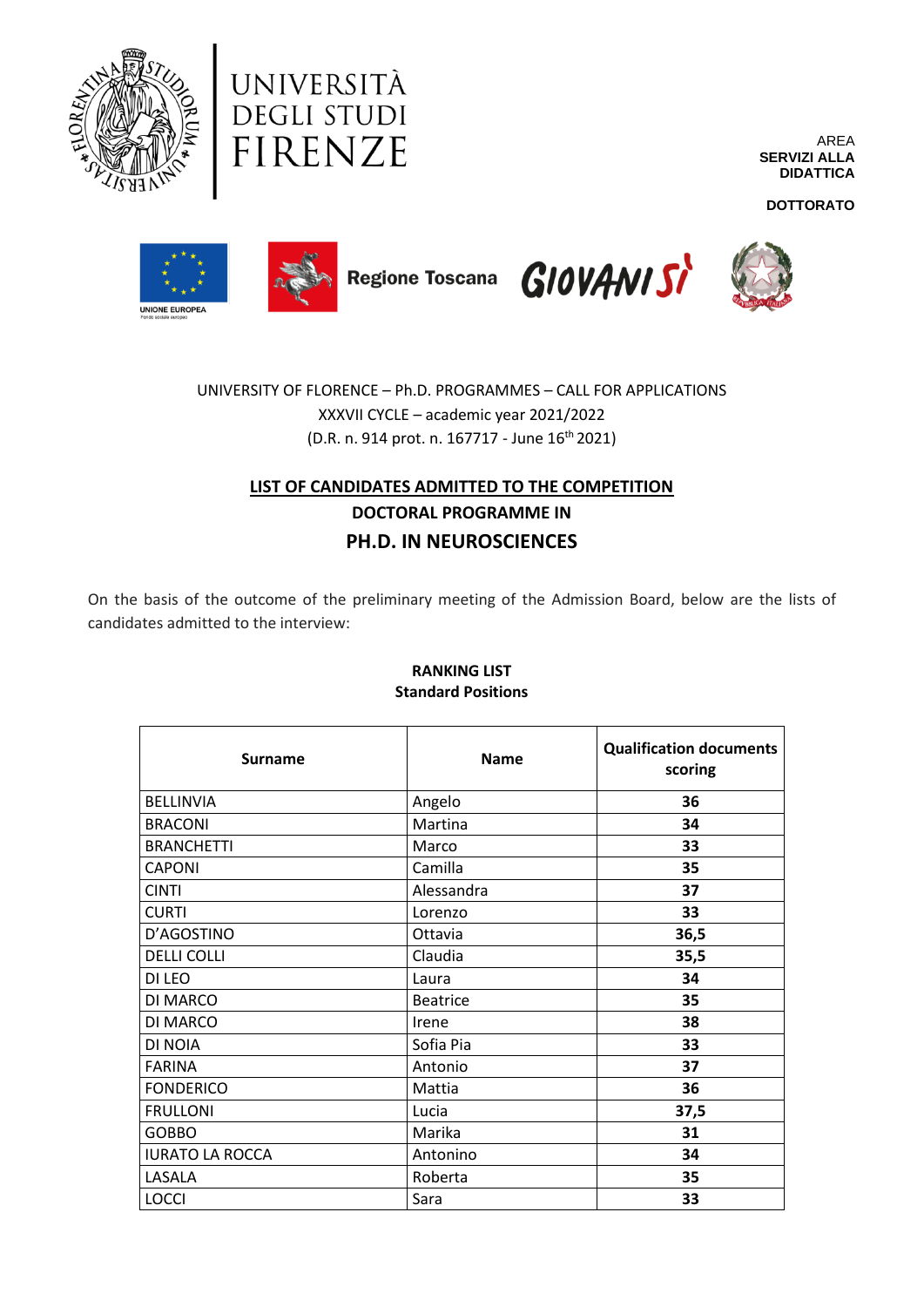UNIVERSITÀ DEGLI STUDI FIRENZE

AREA
**SERVIZI ALLA DIDATTICA**

**DOTTORATO**

UNIONE EUROPEA

Regione Toscana GIOVANISÌ

UNIVERSITY OF FLORENCE – Ph.D. PROGRAMMES – CALL FOR APPLICATIONS
XXXVII CYCLE – academic year 2021/2022
(D.R. n. 914 prot. n. 167717 - June 16th 2021)

## LIST OF CANDIDATES ADMITTED TO THE COMPETITION

### DOCTORAL PROGRAMME IN

# PH.D. IN NEUROSCIENCES

On the basis of the outcome of the preliminary meeting of the Admission Board, below are the lists of candidates admitted to the interview:

**RANKING LIST**
**Standard Positions**

| Surname | Name | Qualification documents scoring |
|---|---|---|
| BELLINVIA | Angelo | **36** |
| BRACONI | Martina | **34** |
| BRANCHETTI | Marco | **33** |
| CAPONI | Camilla | **35** |
| CINTI | Alessandra | **37** |
| CURTI | Lorenzo | **33** |
| D'AGOSTINO | Ottavia | **36,5** |
| DELLI COLLI | Claudia | **35,5** |
| DI LEO | Laura | **34** |
| DI MARCO | Beatrice | **35** |
| DI MARCO | Irene | **38** |
| DI NOIA | Sofia Pia | **33** |
| FARINA | Antonio | **37** |
| FONDERICO | Mattia | **36** |
| FRULLONI | Lucia | **37,5** |
| GOBBO | Marika | **31** |
| IURATO LA ROCCA | Antonino | **34** |
| LASALA | Roberta | **35** |
| LOCCI | Sara | **33** |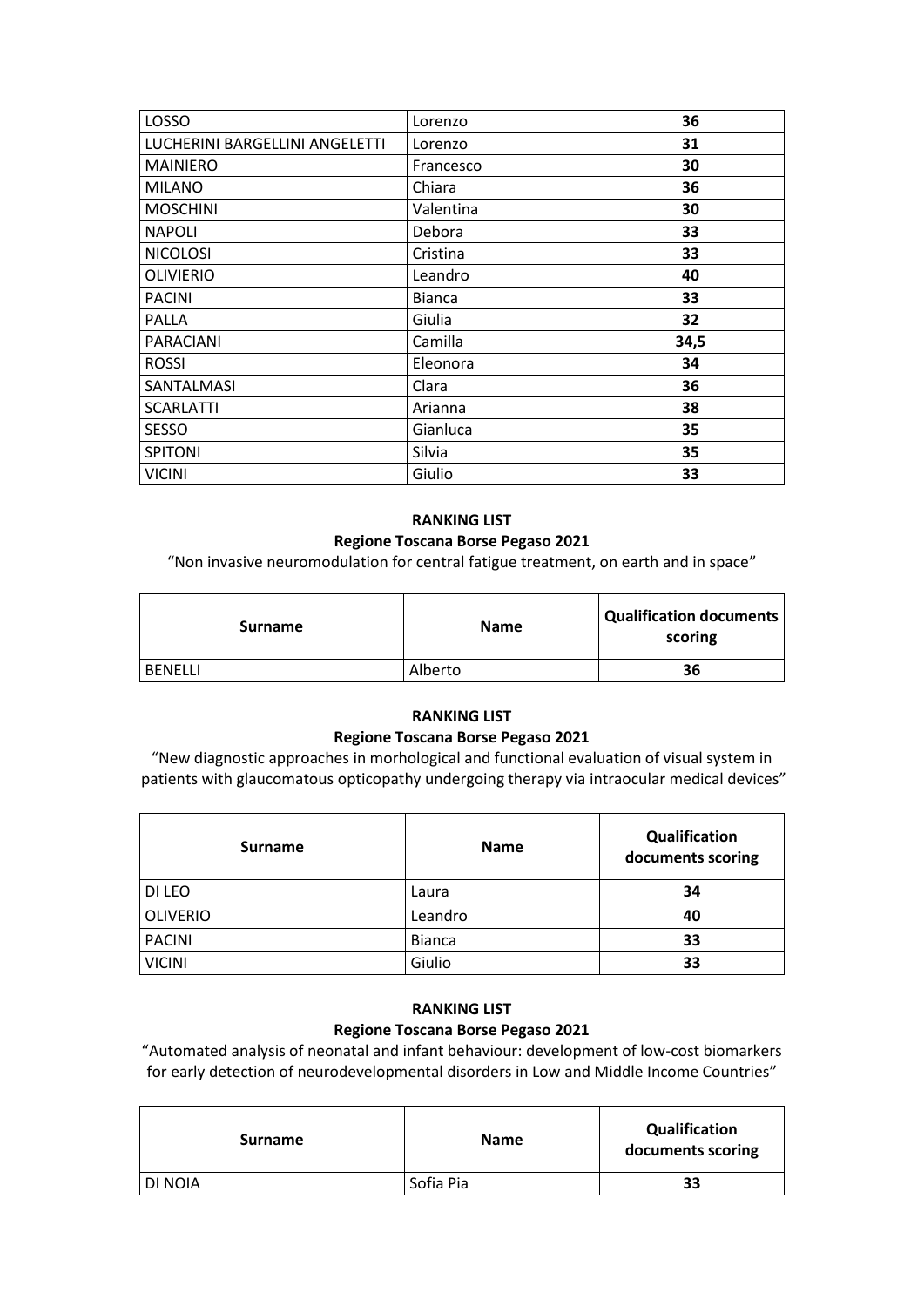| | | |
|---|---|---|
| LOSSO | Lorenzo | **36** |
| LUCHERINI BARGELLINI ANGELETTI | Lorenzo | **31** |
| MAINIERO | Francesco | **30** |
| MILANO | Chiara | **36** |
| MOSCHINI | Valentina | **30** |
| NAPOLI | Debora | **33** |
| NICOLOSI | Cristina | **33** |
| OLIVIERIO | Leandro | **40** |
| PACINI | Bianca | **33** |
| PALLA | Giulia | **32** |
| PARACIANI | Camilla | **34,5** |
| ROSSI | Eleonora | **34** |
| SANTALMASI | Clara | **36** |
| SCARLATTI | Arianna | **38** |
| SESSO | Gianluca | **35** |
| SPITONI | Silvia | **35** |
| VICINI | Giulio | **33** |

**RANKING LIST**

**Regione Toscana Borse Pegaso 2021**

"Non invasive neuromodulation for central fatigue treatment, on earth and in space"

| Surname | Name | Qualification documents scoring |
|---|---|---|
| BENELLI | Alberto | **36** |

**RANKING LIST**

**Regione Toscana Borse Pegaso 2021**

"New diagnostic approaches in morhological and functional evaluation of visual system in patients with glaucomatous opticopathy undergoing therapy via intraocular medical devices"

| Surname | Name | Qualification documents scoring |
|---|---|---|
| DI LEO | Laura | **34** |
| OLIVERIO | Leandro | **40** |
| PACINI | Bianca | **33** |
| VICINI | Giulio | **33** |

**RANKING LIST**

**Regione Toscana Borse Pegaso 2021**

"Automated analysis of neonatal and infant behaviour: development of low-cost biomarkers for early detection of neurodevelopmental disorders in Low and Middle Income Countries"

| Surname | Name | Qualification documents scoring |
|---|---|---|
| DI NOIA | Sofia Pia | **33** |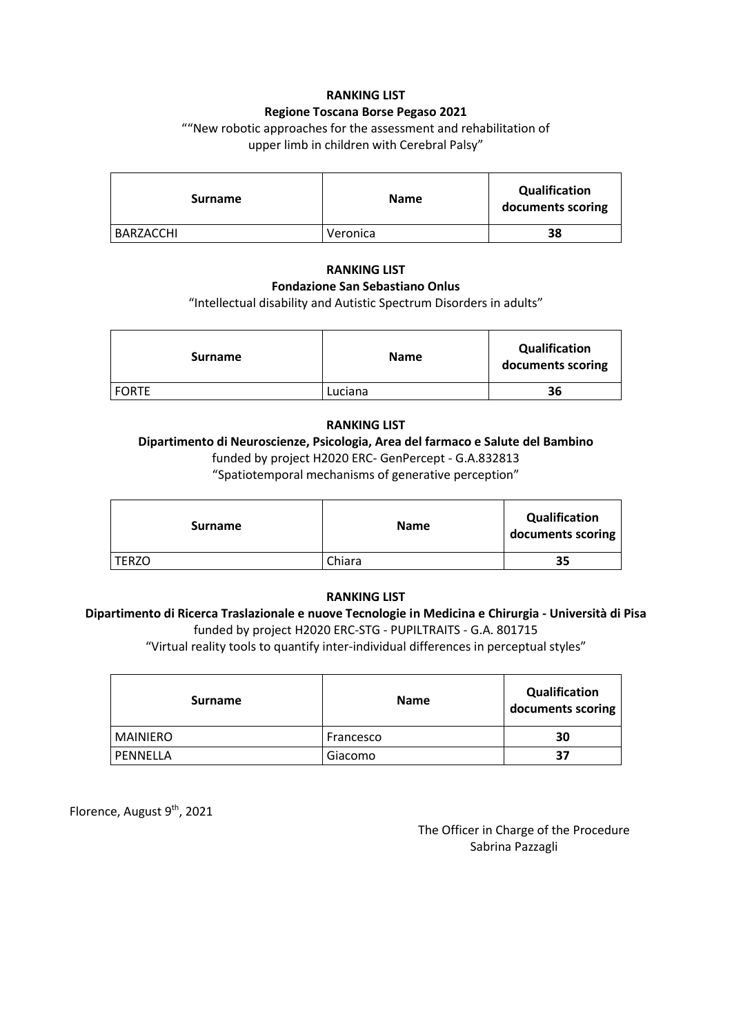**RANKING LIST**

**Regione Toscana Borse Pegaso 2021**

""New robotic approaches for the assessment and rehabilitation of upper limb in children with Cerebral Palsy"

| Surname | Name | Qualification documents scoring |
|---|---|---|
| BARZACCHI | Veronica | **38** |

**RANKING LIST**

**Fondazione San Sebastiano Onlus**

"Intellectual disability and Autistic Spectrum Disorders in adults"

| Surname | Name | Qualification documents scoring |
|---|---|---|
| FORTE | Luciana | **36** |

**RANKING LIST**

**Dipartimento di Neuroscienze, Psicologia, Area del farmaco e Salute del Bambino**

funded by project H2020 ERC- GenPercept - G.A.832813

"Spatiotemporal mechanisms of generative perception"

| Surname | Name | Qualification documents scoring |
|---|---|---|
| TERZO | Chiara | **35** |

**RANKING LIST**

**Dipartimento di Ricerca Traslazionale e nuove Tecnologie in Medicina e Chirurgia - Università di Pisa**

funded by project H2020 ERC-STG - PUPILTRAITS - G.A. 801715

"Virtual reality tools to quantify inter-individual differences in perceptual styles"

| Surname | Name | Qualification documents scoring |
|---|---|---|
| MAINIERO | Francesco | **30** |
| PENNELLA | Giacomo | **37** |

Florence, August 9th, 2021

The Officer in Charge of the Procedure
Sabrina Pazzagli